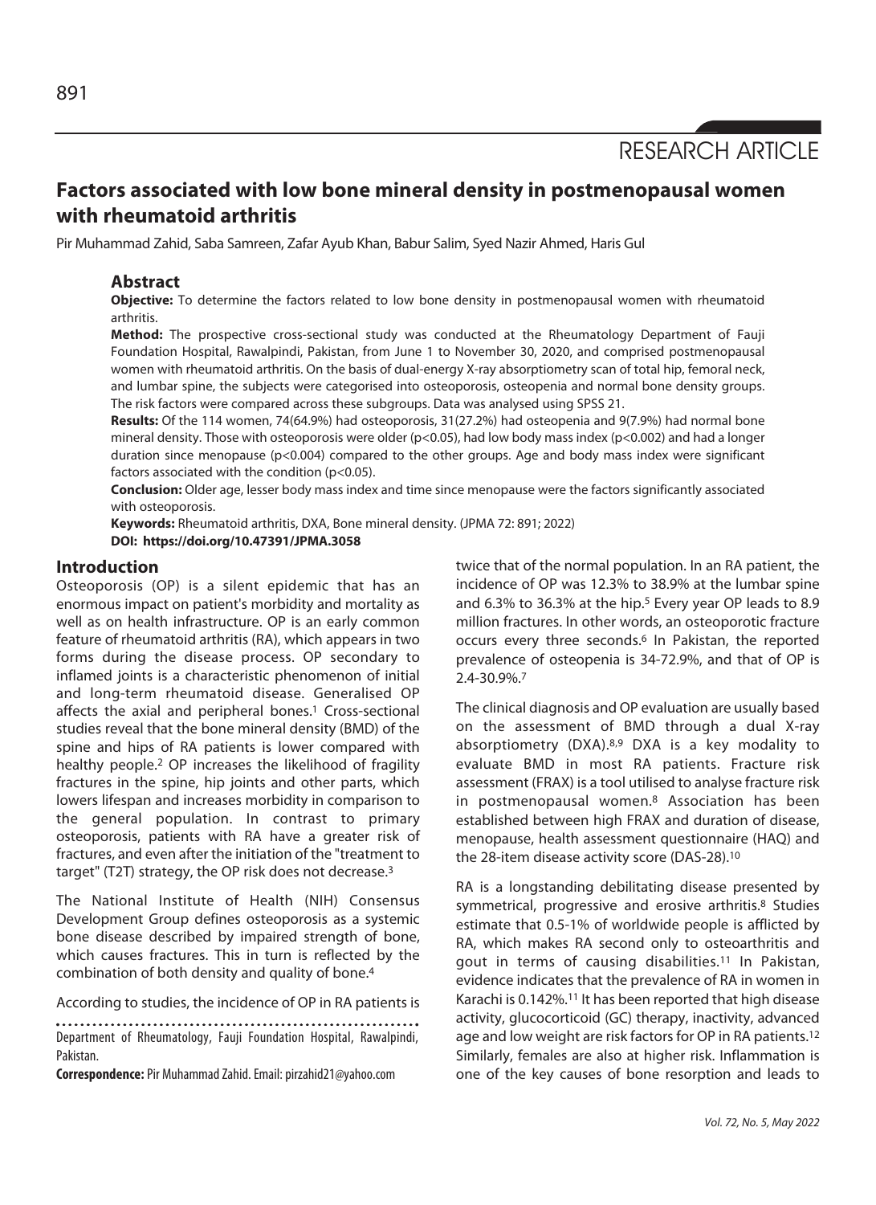RESEARCH ARTICLE

# Factors associated with low bone mineral density in postmenopausal women with rheumatoid arthritis

Pir Muhammad Zahid, Saba Samreen, Zafar Ayub Khan, Babur Salim, Syed Nazir Ahmed, Haris Gul

## Abstract

**Objective:** To determine the factors related to low bone density in postmenopausal women with rheumatoid arthritis.

**Method:** The prospective cross-sectional study was conducted at the Rheumatology Department of Fauji Foundation Hospital, Rawalpindi, Pakistan, from June 1 to November 30, 2020, and comprised postmenopausal women with rheumatoid arthritis. On the basis of dual-energy X-ray absorptiometry scan of total hip, femoral neck, and lumbar spine, the subjects were categorised into osteoporosis, osteopenia and normal bone density groups. The risk factors were compared across these subgroups. Data was analysed using SPSS 21.

**Results:** Of the 114 women, 74(64.9%) had osteoporosis, 31(27.2%) had osteopenia and 9(7.9%) had normal bone mineral density. Those with osteoporosis were older ($p<0.05$), had low body mass index ($p<0.002$) and had a longer duration since menopause ($p<0.004$) compared to the other groups. Age and body mass index were significant factors associated with the condition ($p<0.05$).

**Conclusion:** Older age, lesser body mass index and time since menopause were the factors significantly associated with osteoporosis.

**Keywords:** Rheumatoid arthritis, DXA, Bone mineral density. (JPMA 72: 891; 2022)

**DOI: https://doi.org/10.47391/JPMA.3058**

## Introduction

Osteoporosis (OP) is a silent epidemic that has an enormous impact on patient's morbidity and mortality as well as on health infrastructure. OP is an early common feature of rheumatoid arthritis (RA), which appears in two forms during the disease process. OP secondary to inflamed joints is a characteristic phenomenon of initial and long-term rheumatoid disease. Generalised OP affects the axial and peripheral bones.[1] Cross-sectional studies reveal that the bone mineral density (BMD) of the spine and hips of RA patients is lower compared with healthy people.[2] OP increases the likelihood of fragility fractures in the spine, hip joints and other parts, which lowers lifespan and increases morbidity in comparison to the general population. In contrast to primary osteoporosis, patients with RA have a greater risk of fractures, and even after the initiation of the "treatment to target" (T2T) strategy, the OP risk does not decrease.[3]

The National Institute of Health (NIH) Consensus Development Group defines osteoporosis as a systemic bone disease described by impaired strength of bone, which causes fractures. This in turn is reflected by the combination of both density and quality of bone.[4]

According to studies, the incidence of OP in RA patients is twice that of the normal population. In an RA patient, the incidence of OP was 12.3% to 38.9% at the lumbar spine and 6.3% to 36.3% at the hip.[5] Every year OP leads to 8.9 million fractures. In other words, an osteoporotic fracture occurs every three seconds.[6] In Pakistan, the reported prevalence of osteopenia is 34-72.9%, and that of OP is 2.4-30.9%.[7]

The clinical diagnosis and OP evaluation are usually based on the assessment of BMD through a dual X-ray absorptiometry (DXA).[8,9] DXA is a key modality to evaluate BMD in most RA patients. Fracture risk assessment (FRAX) is a tool utilised to analyse fracture risk in postmenopausal women.[8] Association has been established between high FRAX and duration of disease, menopause, health assessment questionnaire (HAQ) and the 28-item disease activity score (DAS-28).[10]

RA is a longstanding debilitating disease presented by symmetrical, progressive and erosive arthritis.[8] Studies estimate that 0.5-1% of worldwide people is afflicted by RA, which makes RA second only to osteoarthritis and gout in terms of causing disabilities.[11] In Pakistan, evidence indicates that the prevalence of RA in women in Karachi is 0.142%.[11] It has been reported that high disease activity, glucocorticoid (GC) therapy, inactivity, advanced age and low weight are risk factors for OP in RA patients.[12] Similarly, females are also at higher risk. Inflammation is one of the key causes of bone resorption and leads to

Department of Rheumatology, Fauji Foundation Hospital, Rawalpindi, Pakistan.

**Correspondence:** Pir Muhammad Zahid. Email: pirzahid21@yahoo.com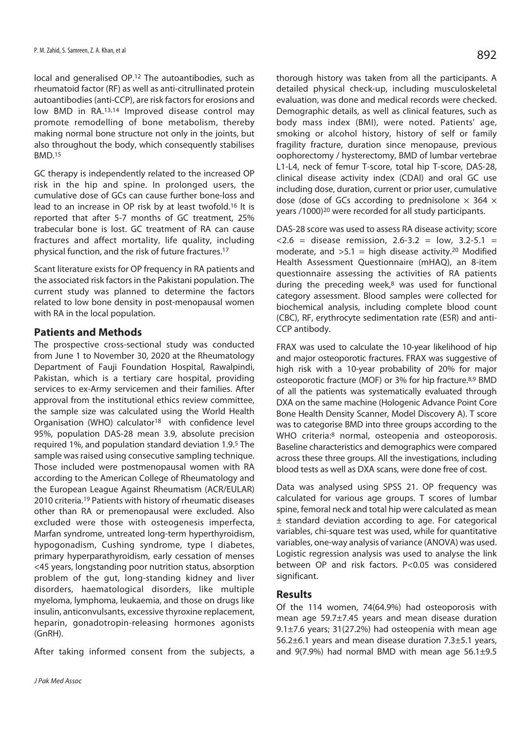local and generalised OP.[12] The autoantibodies, such as rheumatoid factor (RF) as well as anti-citrullinated protein autoantibodies (anti-CCP), are risk factors for erosions and low BMD in RA.[13,14] Improved disease control may promote remodelling of bone metabolism, thereby making normal bone structure not only in the joints, but also throughout the body, which consequently stabilises BMD.[15]

GC therapy is independently related to the increased OP risk in the hip and spine. In prolonged users, the cumulative dose of GCs can cause further bone-loss and lead to an increase in OP risk by at least twofold.[16] It is reported that after 5-7 months of GC treatment, 25% trabecular bone is lost. GC treatment of RA can cause fractures and affect mortality, life quality, including physical function, and the risk of future fractures.[17]

Scant literature exists for OP frequency in RA patients and the associated risk factors in the Pakistani population. The current study was planned to determine the factors related to low bone density in post-menopausal women with RA in the local population.

## Patients and Methods

The prospective cross-sectional study was conducted from June 1 to November 30, 2020 at the Rheumatology Department of Fauji Foundation Hospital, Rawalpindi, Pakistan, which is a tertiary care hospital, providing services to ex-Army servicemen and their families. After approval from the institutional ethics review committee, the sample size was calculated using the World Health Organisation (WHO) calculator[18] with confidence level 95%, population DAS-28 mean 3.9, absolute precision required 1%, and population standard deviation 1.9.[5] The sample was raised using consecutive sampling technique. Those included were postmenopausal women with RA according to the American College of Rheumatology and the European League Against Rheumatism (ACR/EULAR) 2010 criteria.[19] Patients with history of rheumatic diseases other than RA or premenopausal were excluded. Also excluded were those with osteogenesis imperfecta, Marfan syndrome, untreated long-term hyperthyroidism, hypogonadism, Cushing syndrome, type I diabetes, primary hyperparathyroidism, early cessation of menses <45 years, longstanding poor nutrition status, absorption problem of the gut, long-standing kidney and liver disorders, haematological disorders, like multiple myeloma, lymphoma, leukaemia, and those on drugs like insulin, anticonvulsants, excessive thyroxine replacement, heparin, gonadotropin-releasing hormones agonists (GnRH).

After taking informed consent from the subjects, a thorough history was taken from all the participants. A detailed physical check-up, including musculoskeletal evaluation, was done and medical records were checked. Demographic details, as well as clinical features, such as body mass index (BMI), were noted. Patients' age, smoking or alcohol history, history of self or family fragility fracture, duration since menopause, previous oophorectomy / hysterectomy, BMD of lumbar vertebrae L1-L4, neck of femur T-score, total hip T-score, DAS-28, clinical disease activity index (CDAI) and oral GC use including dose, duration, current or prior user, cumulative dose (dose of GCs according to prednisolone $\times$ 364 $\times$ years /1000)[20] were recorded for all study participants.

DAS-28 score was used to assess RA disease activity; score <2.6 = disease remission, 2.6-3.2 = low, 3.2-5.1 = moderate, and >5.1 = high disease activity.[20] Modified Health Assessment Questionnaire (mHAQ), an 8-item questionnaire assessing the activities of RA patients during the preceding week,[8] was used for functional category assessment. Blood samples were collected for biochemical analysis, including complete blood count (CBC), RF, erythrocyte sedimentation rate (ESR) and anti-CCP antibody.

FRAX was used to calculate the 10-year likelihood of hip and major osteoporotic fractures. FRAX was suggestive of high risk with a 10-year probability of 20% for major osteoporotic fracture (MOF) or 3% for hip fracture.[8,9] BMD of all the patients was systematically evaluated through DXA on the same machine (Hologenic Advance Point Core Bone Health Density Scanner, Model Discovery A). T score was to categorise BMD into three groups according to the WHO criteria:[8] normal, osteopenia and osteoporosis. Baseline characteristics and demographics were compared across these three groups. All the investigations, including blood tests as well as DXA scans, were done free of cost.

Data was analysed using SPSS 21. OP frequency was calculated for various age groups. T scores of lumbar spine, femoral neck and total hip were calculated as mean ± standard deviation according to age. For categorical variables, chi-square test was used, while for quantitative variables, one-way analysis of variance (ANOVA) was used. Logistic regression analysis was used to analyse the link between OP and risk factors. P<0.05 was considered significant.

## Results

Of the 114 women, 74(64.9%) had osteoporosis with mean age 59.7±7.45 years and mean disease duration 9.1±7.6 years; 31(27.2%) had osteopenia with mean age 56.2±6.1 years and mean disease duration 7.3±5.1 years, and 9(7.9%) had normal BMD with mean age 56.1±9.5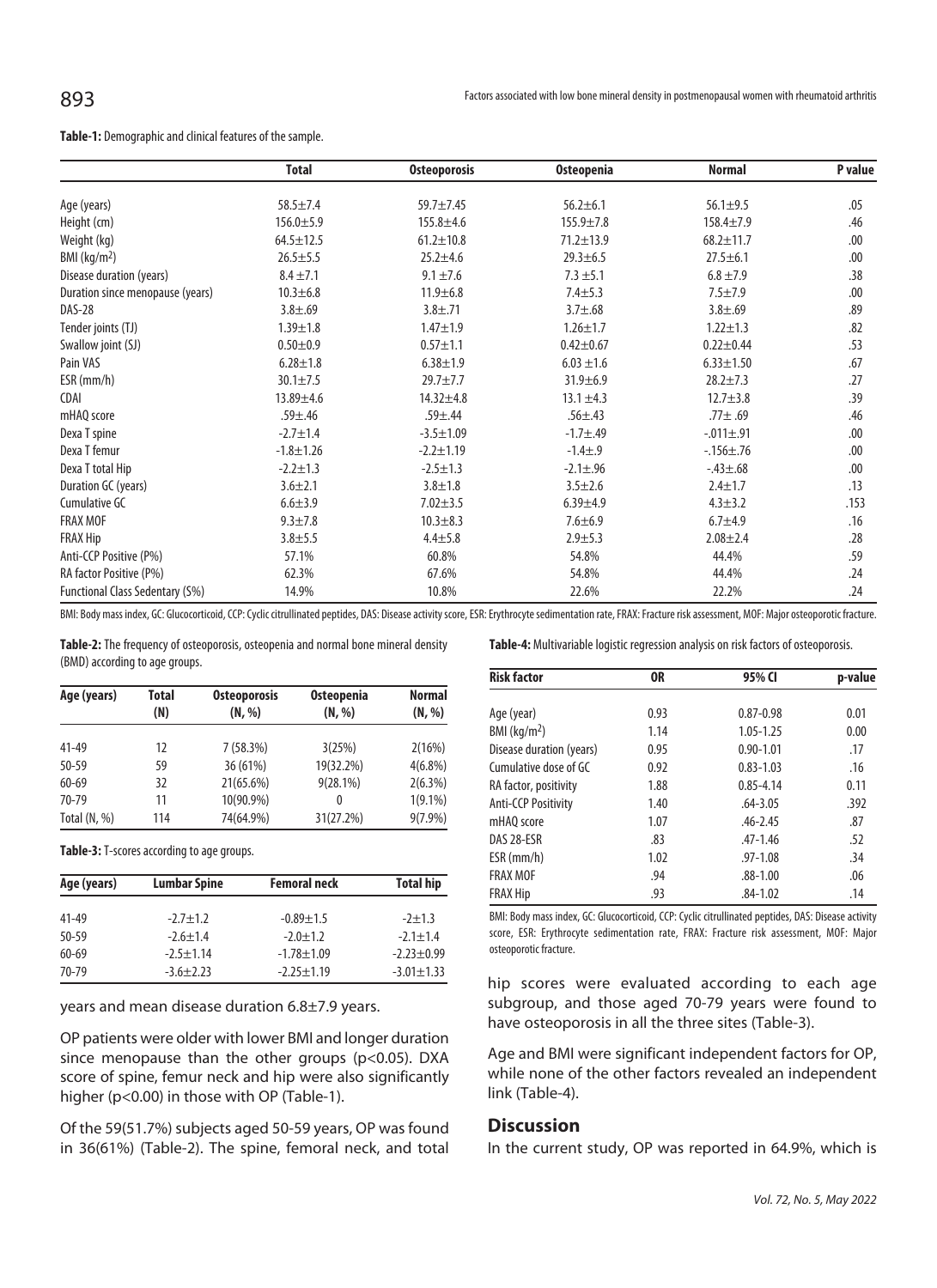**Table-1:** Demographic and clinical features of the sample.

| | Total | Osteoporosis | Osteopenia | Normal | P value |
|---|---|---|---|---|---|
| Age (years) | 58.5±7.4 | 59.7±7.45 | 56.2±6.1 | 56.1±9.5 | .05 |
| Height (cm) | 156.0±5.9 | 155.8±4.6 | 155.9±7.8 | 158.4±7.9 | .46 |
| Weight (kg) | 64.5±12.5 | 61.2±10.8 | 71.2±13.9 | 68.2±11.7 | .00 |
| BMI (kg/m$^2$) | 26.5±5.5 | 25.2±4.6 | 29.3±6.5 | 27.5±6.1 | .00 |
| Disease duration (years) | 8.4 ±7.1 | 9.1 ±7.6 | 7.3 ±5.1 | 6.8 ±7.9 | .38 |
| Duration since menopause (years) | 10.3±6.8 | 11.9±6.8 | 7.4±5.3 | 7.5±7.9 | .00 |
| DAS-28 | 3.8±.69 | 3.8±.71 | 3.7±.68 | 3.8±.69 | .89 |
| Tender joints (TJ) | 1.39±1.8 | 1.47±1.9 | 1.26±1.7 | 1.22±1.3 | .82 |
| Swallow joint (SJ) | 0.50±0.9 | 0.57±1.1 | 0.42±0.67 | 0.22±0.44 | .53 |
| Pain VAS | 6.28±1.8 | 6.38±1.9 | 6.03 ±1.6 | 6.33±1.50 | .67 |
| ESR (mm/h) | 30.1±7.5 | 29.7±7.7 | 31.9±6.9 | 28.2±7.3 | .27 |
| CDAI | 13.89±4.6 | 14.32±4.8 | 13.1 ±4.3 | 12.7±3.8 | .39 |
| mHAQ score | .59±.46 | .59±.44 | .56±.43 | .77± .69 | .46 |
| Dexa T spine | -2.7±1.4 | -3.5±1.09 | -1.7±.49 | -.011±.91 | .00 |
| Dexa T femur | -1.8±1.26 | -2.2±1.19 | -1.4±.9 | -.156±.76 | .00 |
| Dexa T total Hip | -2.2±1.3 | -2.5±1.3 | -2.1±.96 | -.43±.68 | .00 |
| Duration GC (years) | 3.6±2.1 | 3.8±1.8 | 3.5±2.6 | 2.4±1.7 | .13 |
| Cumulative GC | 6.6±3.9 | 7.02±3.5 | 6.39±4.9 | 4.3±3.2 | .153 |
| FRAX MOF | 9.3±7.8 | 10.3±8.3 | 7.6±6.9 | 6.7±4.9 | .16 |
| FRAX Hip | 3.8±5.5 | 4.4±5.8 | 2.9±5.3 | 2.08±2.4 | .28 |
| Anti-CCP Positive (P%) | 57.1% | 60.8% | 54.8% | 44.4% | .59 |
| RA factor Positive (P%) | 62.3% | 67.6% | 54.8% | 44.4% | .24 |
| Functional Class Sedentary (S%) | 14.9% | 10.8% | 22.6% | 22.2% | .24 |

BMI: Body mass index, GC: Glucocorticoid, CCP: Cyclic citrullinated peptides, DAS: Disease activity score, ESR: Erythrocyte sedimentation rate, FRAX: Fracture risk assessment, MOF: Major osteoporotic fracture.

**Table-2:** The frequency of osteoporosis, osteopenia and normal bone mineral density (BMD) according to age groups.

| Age (years) | Total (N) | Osteoporosis (N, %) | Osteopenia (N, %) | Normal (N, %) |
|---|---|---|---|---|
| 41-49 | 12 | 7 (58.3%) | 3(25%) | 2(16%) |
| 50-59 | 59 | 36 (61%) | 19(32.2%) | 4(6.8%) |
| 60-69 | 32 | 21(65.6%) | 9(28.1%) | 2(6.3%) |
| 70-79 | 11 | 10(90.9%) | 0 | 1(9.1%) |
| Total (N, %) | 114 | 74(64.9%) | 31(27.2%) | 9(7.9%) |

**Table-3:** T-scores according to age groups.

| Age (years) | Lumbar Spine | Femoral neck | Total hip |
|---|---|---|---|
| 41-49 | -2.7±1.2 | -0.89±1.5 | -2±1.3 |
| 50-59 | -2.6±1.4 | -2.0±1.2 | -2.1±1.4 |
| 60-69 | -2.5±1.14 | -1.78±1.09 | -2.23±0.99 |
| 70-79 | -3.6±2.23 | -2.25±1.19 | -3.01±1.33 |

years and mean disease duration 6.8±7.9 years.

OP patients were older with lower BMI and longer duration since menopause than the other groups ($p<0.05$). DXA score of spine, femur neck and hip were also significantly higher ($p<0.00$) in those with OP (Table-1).

Of the 59(51.7%) subjects aged 50-59 years, OP was found in 36(61%) (Table-2). The spine, femoral neck, and total hip scores were evaluated according to each age subgroup, and those aged 70-79 years were found to have osteoporosis in all the three sites (Table-3).

Age and BMI were significant independent factors for OP, while none of the other factors revealed an independent link (Table-4).

**Table-4:** Multivariable logistic regression analysis on risk factors of osteoporosis.

| Risk factor | OR | 95% CI | p-value |
|---|---|---|---|
| Age (year) | 0.93 | 0.87-0.98 | 0.01 |
| BMI (kg/m$^2$) | 1.14 | 1.05-1.25 | 0.00 |
| Disease duration (years) | 0.95 | 0.90-1.01 | .17 |
| Cumulative dose of GC | 0.92 | 0.83-1.03 | .16 |
| RA factor, positivity | 1.88 | 0.85-4.14 | 0.11 |
| Anti-CCP Positivity | 1.40 | .64-3.05 | .392 |
| mHAQ score | 1.07 | .46-2.45 | .87 |
| DAS 28-ESR | .83 | .47-1.46 | .52 |
| ESR (mm/h) | 1.02 | .97-1.08 | .34 |
| FRAX MOF | .94 | .88-1.00 | .06 |
| FRAX Hip | .93 | .84-1.02 | .14 |

BMI: Body mass index, GC: Glucocorticoid, CCP: Cyclic citrullinated peptides, DAS: Disease activity score, ESR: Erythrocyte sedimentation rate, FRAX: Fracture risk assessment, MOF: Major osteoporotic fracture.

## Discussion

In the current study, OP was reported in 64.9%, which is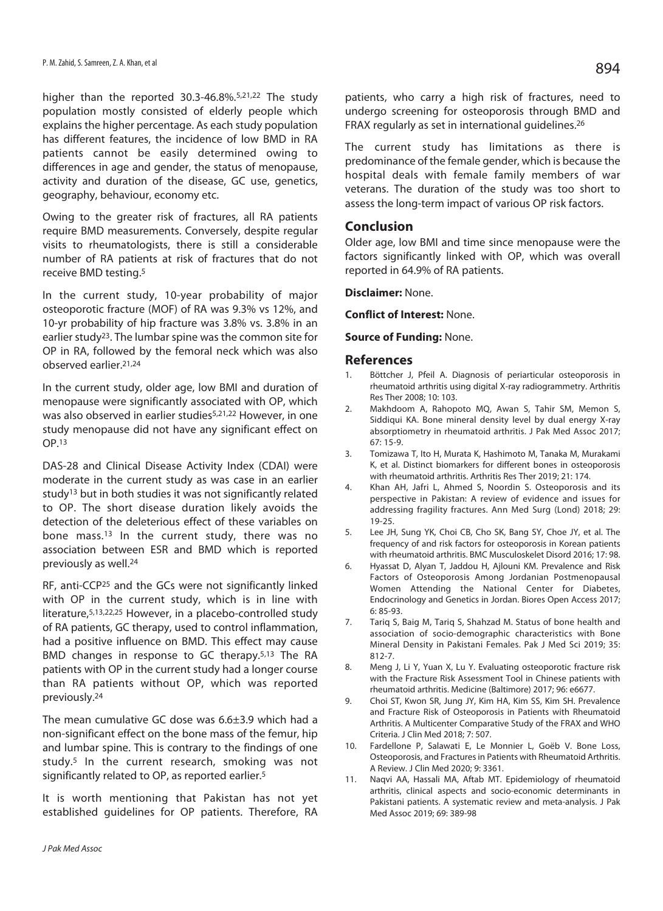higher than the reported 30.3-46.8%.[5,21,22] The study population mostly consisted of elderly people which explains the higher percentage. As each study population has different features, the incidence of low BMD in RA patients cannot be easily determined owing to differences in age and gender, the status of menopause, activity and duration of the disease, GC use, genetics, geography, behaviour, economy etc.

Owing to the greater risk of fractures, all RA patients require BMD measurements. Conversely, despite regular visits to rheumatologists, there is still a considerable number of RA patients at risk of fractures that do not receive BMD testing.[5]

In the current study, 10-year probability of major osteoporotic fracture (MOF) of RA was 9.3% vs 12%, and 10-yr probability of hip fracture was 3.8% vs. 3.8% in an earlier study[23]. The lumbar spine was the common site for OP in RA, followed by the femoral neck which was also observed earlier.[21,24]

In the current study, older age, low BMI and duration of menopause were significantly associated with OP, which was also observed in earlier studies[5,21,22] However, in one study menopause did not have any significant effect on OP.[13]

DAS-28 and Clinical Disease Activity Index (CDAI) were moderate in the current study as was case in an earlier study[13] but in both studies it was not significantly related to OP. The short disease duration likely avoids the detection of the deleterious effect of these variables on bone mass.[13] In the current study, there was no association between ESR and BMD which is reported previously as well.[24]

RF, anti-CCP[25] and the GCs were not significantly linked with OP in the current study, which is in line with literature,[5,13,22,25] However, in a placebo-controlled study of RA patients, GC therapy, used to control inflammation, had a positive influence on BMD. This effect may cause BMD changes in response to GC therapy.[5,13] The RA patients with OP in the current study had a longer course than RA patients without OP, which was reported previously.[24]

The mean cumulative GC dose was 6.6±3.9 which had a non-significant effect on the bone mass of the femur, hip and lumbar spine. This is contrary to the findings of one study.[5] In the current research, smoking was not significantly related to OP, as reported earlier.[5]

It is worth mentioning that Pakistan has not yet established guidelines for OP patients. Therefore, RA patients, who carry a high risk of fractures, need to undergo screening for osteoporosis through BMD and FRAX regularly as set in international guidelines.[26]

The current study has limitations as there is predominance of the female gender, which is because the hospital deals with female family members of war veterans. The duration of the study was too short to assess the long-term impact of various OP risk factors.

## Conclusion

Older age, low BMI and time since menopause were the factors significantly linked with OP, which was overall reported in 64.9% of RA patients.

**Disclaimer:** None.

**Conflict of Interest:** None.

**Source of Funding:** None.

## References

1. Böttcher J, Pfeil A. Diagnosis of periarticular osteoporosis in rheumatoid arthritis using digital X-ray radiogrammetry. Arthritis Res Ther 2008; 10: 103.
2. Makhdoom A, Rahopoto MQ, Awan S, Tahir SM, Memon S, Siddiqui KA. Bone mineral density level by dual energy X-ray absorptiometry in rheumatoid arthritis. J Pak Med Assoc 2017; 67: 15-9.
3. Tomizawa T, Ito H, Murata K, Hashimoto M, Tanaka M, Murakami K, et al. Distinct biomarkers for different bones in osteoporosis with rheumatoid arthritis. Arthritis Res Ther 2019; 21: 174.
4. Khan AH, Jafri L, Ahmed S, Noordin S. Osteoporosis and its perspective in Pakistan: A review of evidence and issues for addressing fragility fractures. Ann Med Surg (Lond) 2018; 29: 19-25.
5. Lee JH, Sung YK, Choi CB, Cho SK, Bang SY, Choe JY, et al. The frequency of and risk factors for osteoporosis in Korean patients with rheumatoid arthritis. BMC Musculoskelet Disord 2016; 17: 98.
6. Hyassat D, Alyan T, Jaddou H, Ajlouni KM. Prevalence and Risk Factors of Osteoporosis Among Jordanian Postmenopausal Women Attending the National Center for Diabetes, Endocrinology and Genetics in Jordan. Biores Open Access 2017; 6: 85-93.
7. Tariq S, Baig M, Tariq S, Shahzad M. Status of bone health and association of socio-demographic characteristics with Bone Mineral Density in Pakistani Females. Pak J Med Sci 2019; 35: 812-7.
8. Meng J, Li Y, Yuan X, Lu Y. Evaluating osteoporotic fracture risk with the Fracture Risk Assessment Tool in Chinese patients with rheumatoid arthritis. Medicine (Baltimore) 2017; 96: e6677.
9. Choi ST, Kwon SR, Jung JY, Kim HA, Kim SS, Kim SH. Prevalence and Fracture Risk of Osteoporosis in Patients with Rheumatoid Arthritis. A Multicenter Comparative Study of the FRAX and WHO Criteria. J Clin Med 2018; 7: 507.
10. Fardellone P, Salawati E, Le Monnier L, Goëb V. Bone Loss, Osteoporosis, and Fractures in Patients with Rheumatoid Arthritis. A Review. J Clin Med 2020; 9: 3361.
11. Naqvi AA, Hassali MA, Aftab MT. Epidemiology of rheumatoid arthritis, clinical aspects and socio-economic determinants in Pakistani patients. A systematic review and meta-analysis. J Pak Med Assoc 2019; 69: 389-98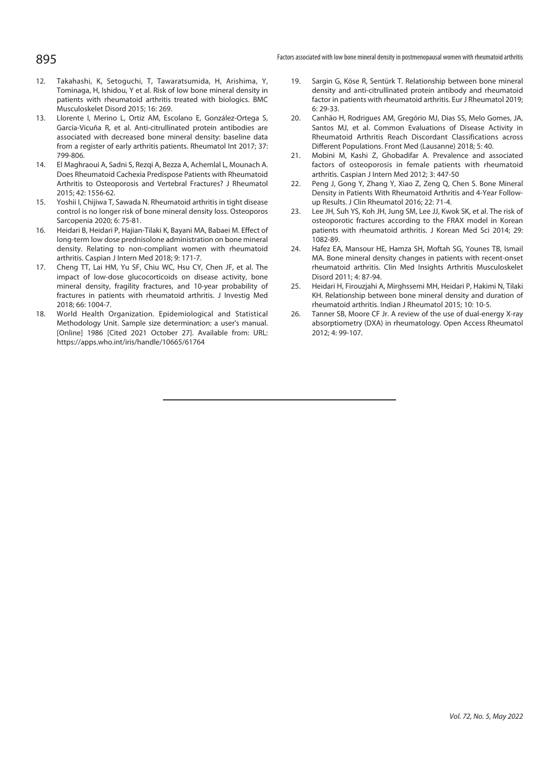12. Takahashi, K, Setoguchi, T, Tawaratsumida, H, Arishima, Y, Tominaga, H, Ishidou, Y et al. Risk of low bone mineral density in patients with rheumatoid arthritis treated with biologics. BMC Musculoskelet Disord 2015; 16: 269.
13. Llorente I, Merino L, Ortiz AM, Escolano E, González-Ortega S, García-Vicuña R, et al. Anti-citrullinated protein antibodies are associated with decreased bone mineral density: baseline data from a register of early arthritis patients. Rheumatol Int 2017; 37: 799-806.
14. El Maghraoui A, Sadni S, Rezqi A, Bezza A, Achemlal L, Mounach A. Does Rheumatoid Cachexia Predispose Patients with Rheumatoid Arthritis to Osteoporosis and Vertebral Fractures? J Rheumatol 2015; 42: 1556-62.
15. Yoshii I, Chijiwa T, Sawada N. Rheumatoid arthritis in tight disease control is no longer risk of bone mineral density loss. Osteoporos Sarcopenia 2020; 6: 75-81.
16. Heidari B, Heidari P, Hajian-Tilaki K, Bayani MA, Babaei M. Effect of long-term low dose prednisolone administration on bone mineral density. Relating to non-compliant women with rheumatoid arthritis. Caspian J Intern Med 2018; 9: 171-7.
17. Cheng TT, Lai HM, Yu SF, Chiu WC, Hsu CY, Chen JF, et al. The impact of low-dose glucocorticoids on disease activity, bone mineral density, fragility fractures, and 10-year probability of fractures in patients with rheumatoid arthritis. J Investig Med 2018; 66: 1004-7.
18. World Health Organization. Epidemiological and Statistical Methodology Unit. Sample size determination: a user's manual. [Online] 1986 [Cited 2021 October 27]. Available from: URL: https://apps.who.int/iris/handle/10665/61764
19. Sargin G, Köse R, Sentürk T. Relationship between bone mineral density and anti-citrullinated protein antibody and rheumatoid factor in patients with rheumatoid arthritis. Eur J Rheumatol 2019; 6: 29-33.
20. Canhão H, Rodrigues AM, Gregório MJ, Dias SS, Melo Gomes, JA, Santos MJ, et al. Common Evaluations of Disease Activity in Rheumatoid Arthritis Reach Discordant Classifications across Different Populations. Front Med (Lausanne) 2018; 5: 40.
21. Mobini M, Kashi Z, Ghobadifar A. Prevalence and associated factors of osteoporosis in female patients with rheumatoid arthritis. Caspian J Intern Med 2012; 3: 447-50
22. Peng J, Gong Y, Zhang Y, Xiao Z, Zeng Q, Chen S. Bone Mineral Density in Patients With Rheumatoid Arthritis and 4-Year Follow-up Results. J Clin Rheumatol 2016; 22: 71-4.
23. Lee JH, Suh YS, Koh JH, Jung SM, Lee JJ, Kwok SK, et al. The risk of osteoporotic fractures according to the FRAX model in Korean patients with rheumatoid arthritis. J Korean Med Sci 2014; 29: 1082-89.
24. Hafez EA, Mansour HE, Hamza SH, Moftah SG, Younes TB, Ismail MA. Bone mineral density changes in patients with recent-onset rheumatoid arthritis. Clin Med Insights Arthritis Musculoskelet Disord 2011; 4: 87-94.
25. Heidari H, Firouzjahi A, Mirghssemi MH, Heidari P, Hakimi N, Tilaki KH. Relationship between bone mineral density and duration of rheumatoid arthritis. Indian J Rheumatol 2015; 10: 10-5.
26. Tanner SB, Moore CF Jr. A review of the use of dual-energy X-ray absorptiometry (DXA) in rheumatology. Open Access Rheumatol 2012; 4: 99-107.